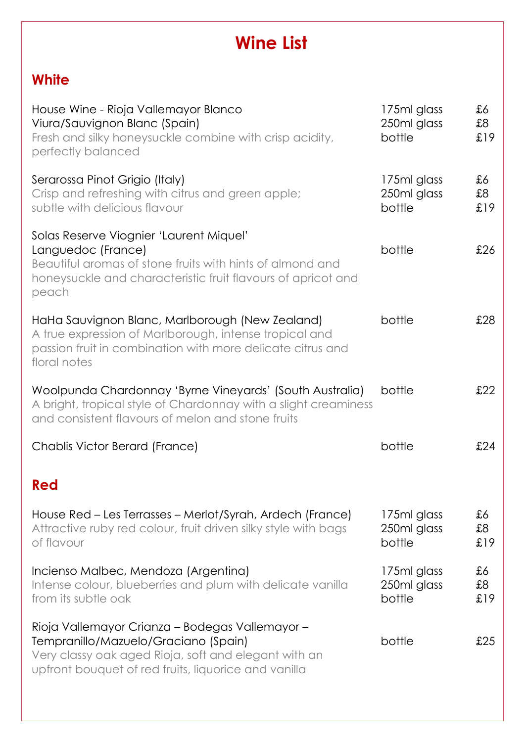# Wine List

## White

| Wine | Size | Price |
|---|---|---|
| House Wine - Rioja Vallemayor Blanco Viura/Sauvignon Blanc (Spain)<br>Fresh and silky honeysuckle combine with crisp acidity, perfectly balanced | 175ml glass<br>250ml glass<br>bottle | £6<br>£8<br>£19 |
| Serarossa Pinot Grigio (Italy)<br>Crisp and refreshing with citrus and green apple; subtle with delicious flavour | 175ml glass<br>250ml glass<br>bottle | £6<br>£8<br>£19 |
| Solas Reserve Viognier 'Laurent Miquel' Languedoc (France)<br>Beautiful aromas of stone fruits with hints of almond and honeysuckle and characteristic fruit flavours of apricot and peach | bottle | £26 |
| HaHa Sauvignon Blanc, Marlborough (New Zealand)<br>A true expression of Marlborough, intense tropical and passion fruit in combination with more delicate citrus and floral notes | bottle | £28 |
| Woolpunda Chardonnay 'Byrne Vineyards' (South Australia)<br>A bright, tropical style of Chardonnay with a slight creaminess and consistent flavours of melon and stone fruits | bottle | £22 |
| Chablis Victor Berard (France) | bottle | £24 |

## Red

| Wine | Size | Price |
|---|---|---|
| House Red – Les Terrasses – Merlot/Syrah, Ardech (France)<br>Attractive ruby red colour, fruit driven silky style with bags of flavour | 175ml glass<br>250ml glass<br>bottle | £6<br>£8<br>£19 |
| Incienso Malbec, Mendoza (Argentina)<br>Intense colour, blueberries and plum with delicate vanilla from its subtle oak | 175ml glass<br>250ml glass<br>bottle | £6<br>£8<br>£19 |
| Rioja Vallemayor Crianza – Bodegas Vallemayor – Tempranillo/Mazuelo/Graciano (Spain)<br>Very classy oak aged Rioja, soft and elegant with an upfront bouquet of red fruits, liquorice and vanilla | bottle | £25 |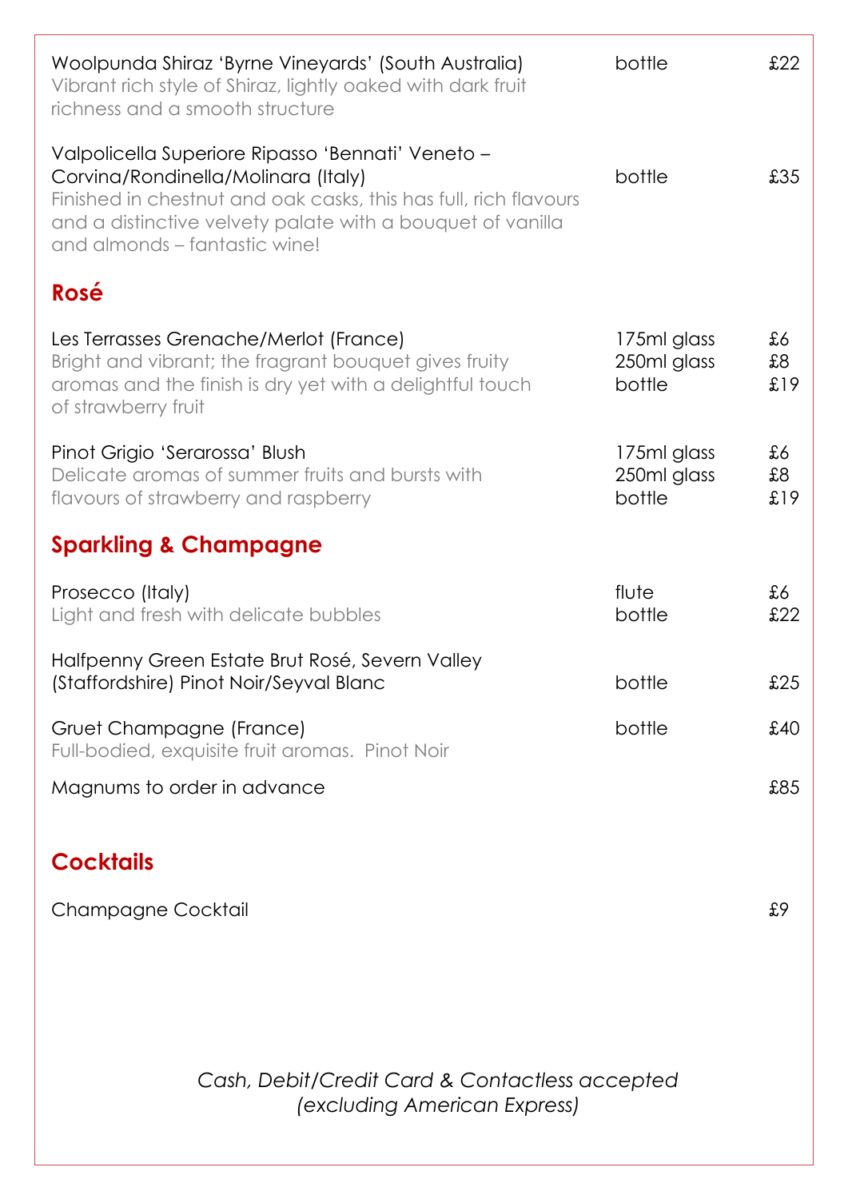Woolpunda Shiraz 'Byrne Vineyards' (South Australia) — bottle £22
Vibrant rich style of Shiraz, lightly oaked with dark fruit richness and a smooth structure

Valpolicella Superiore Ripasso 'Bennati' Veneto – Corvina/Rondinella/Molinara (Italy) — bottle £35
Finished in chestnut and oak casks, this has full, rich flavours and a distinctive velvety palate with a bouquet of vanilla and almonds – fantastic wine!

## Rosé

Les Terrasses Grenache/Merlot (France)
Bright and vibrant; the fragrant bouquet gives fruity aromas and the finish is dry yet with a delightful touch of strawberry fruit

| | |
|---|---|
| 175ml glass | £6 |
| 250ml glass | £8 |
| bottle | £19 |

Pinot Grigio 'Serarossa' Blush
Delicate aromas of summer fruits and bursts with flavours of strawberry and raspberry

| | |
|---|---|
| 175ml glass | £6 |
| 250ml glass | £8 |
| bottle | £19 |

## Sparkling & Champagne

Prosecco (Italy)
Light and fresh with delicate bubbles

| | |
|---|---|
| flute | £6 |
| bottle | £22 |

Halfpenny Green Estate Brut Rosé, Severn Valley (Staffordshire) Pinot Noir/Seyval Blanc — bottle £25

Gruet Champagne (France) — bottle £40
Full-bodied, exquisite fruit aromas. Pinot Noir

Magnums to order in advance — £85

## Cocktails

Champagne Cocktail — £9

*Cash, Debit/Credit Card & Contactless accepted (excluding American Express)*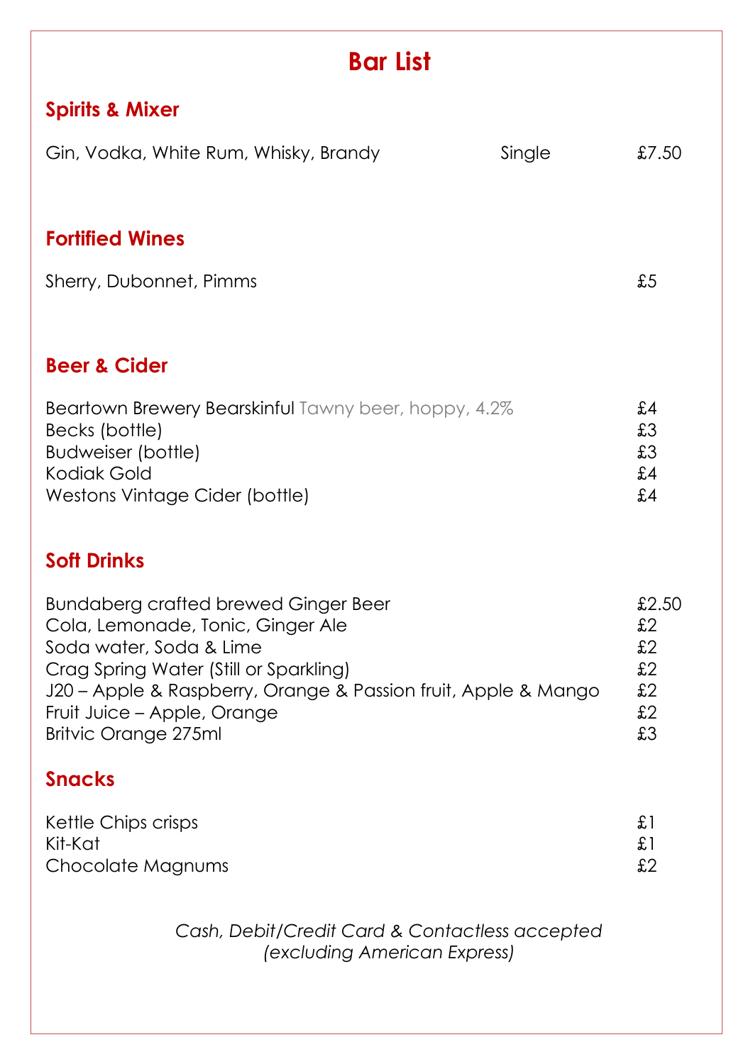# Bar List

## Spirits & Mixer

| | | |
|---|---|---|
| Gin, Vodka, White Rum, Whisky, Brandy | Single | £7.50 |

## Fortified Wines

| | |
|---|---|
| Sherry, Dubonnet, Pimms | £5 |

## Beer & Cider

| | |
|---|---|
| Beartown Brewery Bearskinful Tawny beer, hoppy, 4.2% | £4 |
| Becks (bottle) | £3 |
| Budweiser (bottle) | £3 |
| Kodiak Gold | £4 |
| Westons Vintage Cider (bottle) | £4 |

## Soft Drinks

| | |
|---|---|
| Bundaberg crafted brewed Ginger Beer | £2.50 |
| Cola, Lemonade, Tonic, Ginger Ale | £2 |
| Soda water, Soda & Lime | £2 |
| Crag Spring Water (Still or Sparkling) | £2 |
| J20 – Apple & Raspberry, Orange & Passion fruit, Apple & Mango | £2 |
| Fruit Juice – Apple, Orange | £2 |
| Britvic Orange 275ml | £3 |

## Snacks

| | |
|---|---|
| Kettle Chips crisps | £1 |
| Kit-Kat | £1 |
| Chocolate Magnums | £2 |

*Cash, Debit/Credit Card & Contactless accepted (excluding American Express)*